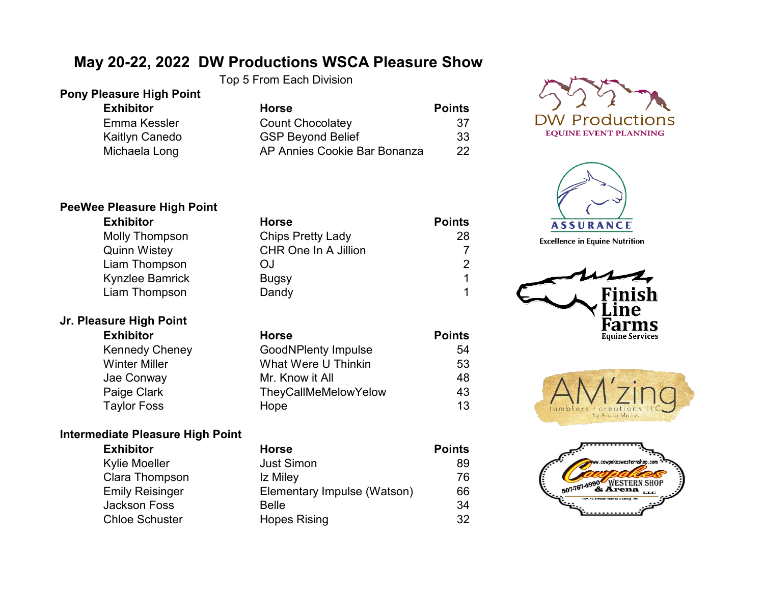# May 20-22, 2022 DW Productions WSCA Pleasure Show

Top 5 From Each Division

## Pony Pleasure High Point

| Exhibitor | Horse | Points |
|---|---|---|
| Emma Kessler | Count Chocolatey | 37 |
| Kaitlyn Canedo | GSP Beyond Belief | 33 |
| Michaela Long | AP Annies Cookie Bar Bonanza | 22 |

## PeeWee Pleasure High Point

| Exhibitor | Horse | Points |
|---|---|---|
| Molly Thompson | Chips Pretty Lady | 28 |
| Quinn Wistey | CHR One In A Jillion | 7 |
| Liam Thompson | OJ | 2 |
| Kynzlee Bamrick | Bugsy | 1 |
| Liam Thompson | Dandy | 1 |

## Jr. Pleasure High Point

| Exhibitor | Horse | Points |
|---|---|---|
| Kennedy Cheney | GoodNPlenty Impulse | 54 |
| Winter Miller | What Were U Thinkin | 53 |
| Jae Conway | Mr. Know it All | 48 |
| Paige Clark | TheyCallMeMelowYelow | 43 |
| Taylor Foss | Hope | 13 |

## Intermediate Pleasure High Point

| Exhibitor | Horse | Points |
|---|---|---|
| Kylie Moeller | Just Simon | 89 |
| Clara Thompson | Iz Miley | 76 |
| Emily Reisinger | Elementary Impulse (Watson) | 66 |
| Jackson Foss | Belle | 34 |
| Chloe Schuster | Hopes Rising | 32 |

DW Productions
EQUINE EVENT PLANNING

ASSURANCE
Excellence in Equine Nutrition

Finish Line Farms
Equine Services

AM'zing
tumblers + creations LLC
By Alicia Miche

www.cowpokeswesternshop.com
Cowpokes
507-767-4990 WESTERN SHOP & Arena LLC
Hwy. 42 between Plainview & Kellogg, MN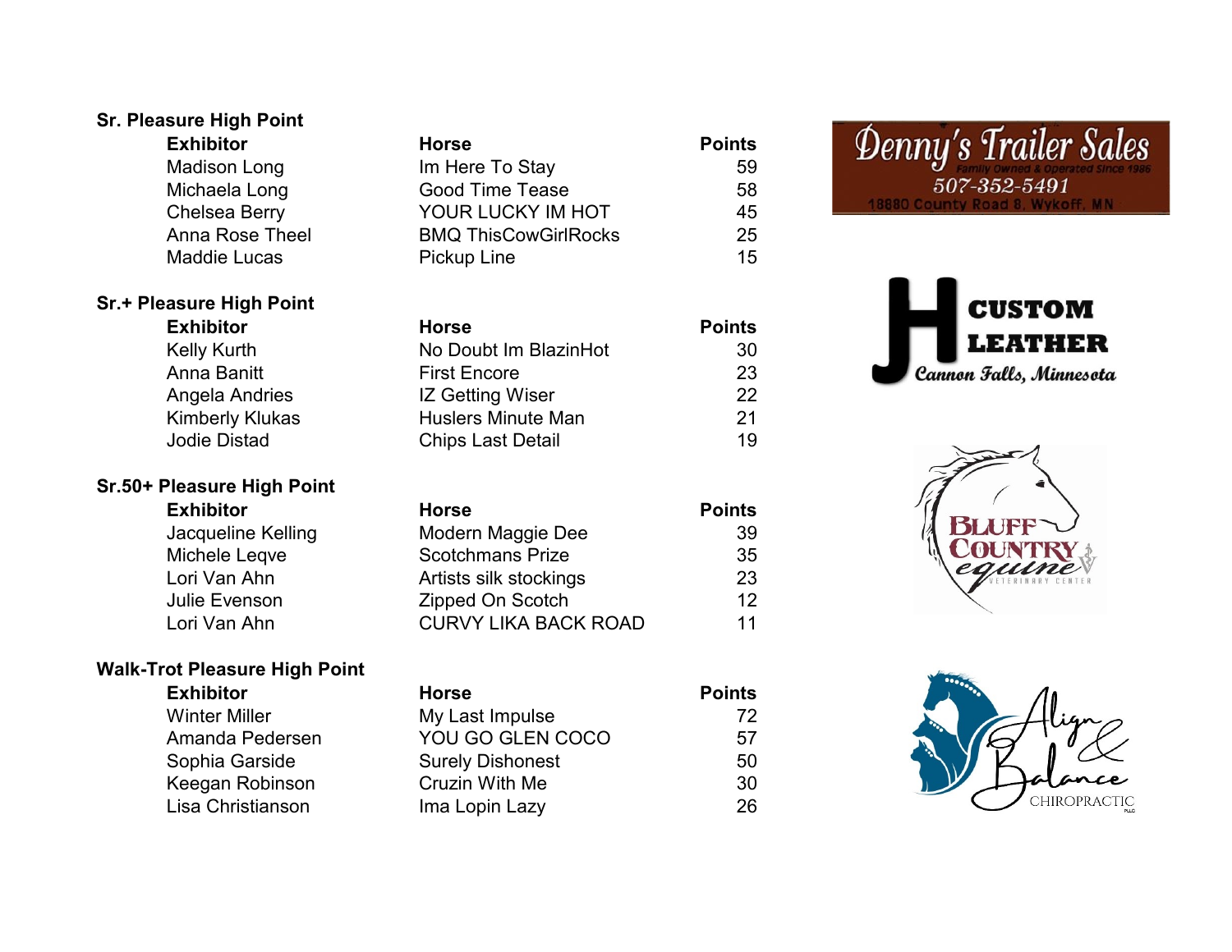## Sr. Pleasure High Point

| Exhibitor | Horse | Points |
|---|---|---|
| Madison Long | Im Here To Stay | 59 |
| Michaela Long | Good Time Tease | 58 |
| Chelsea Berry | YOUR LUCKY IM HOT | 45 |
| Anna Rose Theel | BMQ ThisCowGirlRocks | 25 |
| Maddie Lucas | Pickup Line | 15 |

## Sr.+ Pleasure High Point

| Exhibitor | Horse | Points |
|---|---|---|
| Kelly Kurth | No Doubt Im BlazinHot | 30 |
| Anna Banitt | First Encore | 23 |
| Angela Andries | IZ Getting Wiser | 22 |
| Kimberly Klukas | Huslers Minute Man | 21 |
| Jodie Distad | Chips Last Detail | 19 |

## Sr.50+ Pleasure High Point

| Exhibitor | Horse | Points |
|---|---|---|
| Jacqueline Kelling | Modern Maggie Dee | 39 |
| Michele Leqve | Scotchmans Prize | 35 |
| Lori Van Ahn | Artists silk stockings | 23 |
| Julie Evenson | Zipped On Scotch | 12 |
| Lori Van Ahn | CURVY LIKA BACK ROAD | 11 |

## Walk-Trot Pleasure High Point

| Exhibitor | Horse | Points |
|---|---|---|
| Winter Miller | My Last Impulse | 72 |
| Amanda Pedersen | YOU GO GLEN COCO | 57 |
| Sophia Garside | Surely Dishonest | 50 |
| Keegan Robinson | Cruzin With Me | 30 |
| Lisa Christianson | Ima Lopin Lazy | 26 |

Denny's Trailer Sales
Family Owned & Operated Since 1986
507-352-5491
18880 County Road 8, Wykoff, MN

JH CUSTOM LEATHER
Cannon Falls, Minnesota

BLUFF COUNTRY equine
VETERINARY CENTER

Align & Balance
CHIROPRACTIC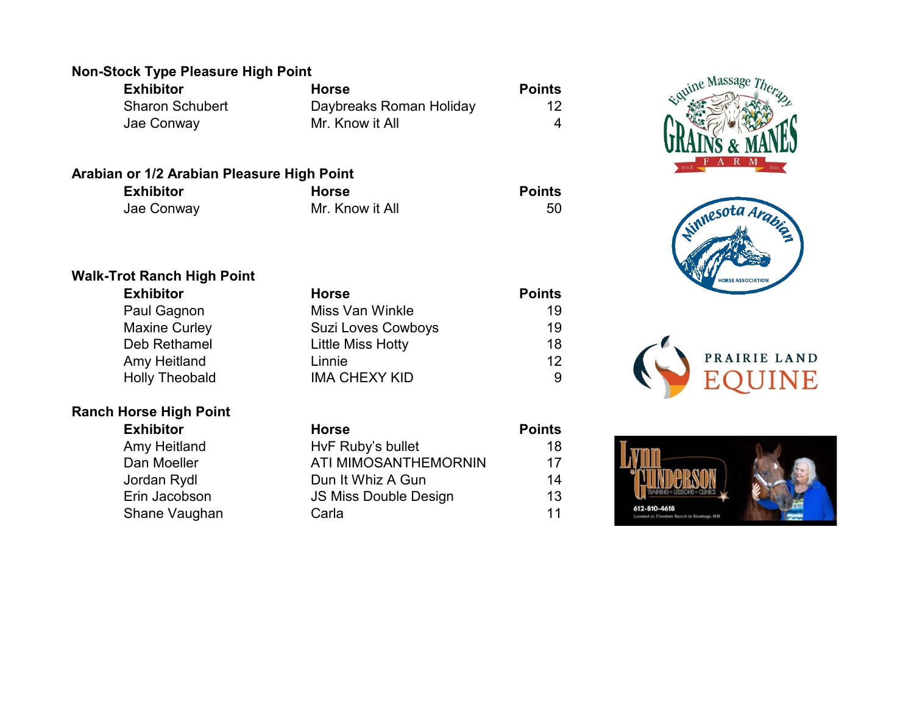### Non-Stock Type Pleasure High Point

| Exhibitor | Horse | Points |
|---|---|---|
| Sharon Schubert | Daybreaks Roman Holiday | 12 |
| Jae Conway | Mr. Know it All | 4 |

### Arabian or 1/2 Arabian Pleasure High Point

| Exhibitor | Horse | Points |
|---|---|---|
| Jae Conway | Mr. Know it All | 50 |

### Walk-Trot Ranch High Point

| Exhibitor | Horse | Points |
|---|---|---|
| Paul Gagnon | Miss Van Winkle | 19 |
| Maxine Curley | Suzi Loves Cowboys | 19 |
| Deb Rethamel | Little Miss Hotty | 18 |
| Amy Heitland | Linnie | 12 |
| Holly Theobald | IMA CHEXY KID | 9 |

### Ranch Horse High Point

| Exhibitor | Horse | Points |
|---|---|---|
| Amy Heitland | HvF Ruby's bullet | 18 |
| Dan Moeller | ATI MIMOSANTHEMORNIN | 17 |
| Jordan Rydl | Dun It Whiz A Gun | 14 |
| Erin Jacobson | JS Miss Double Design | 13 |
| Shane Vaughan | Carla | 11 |